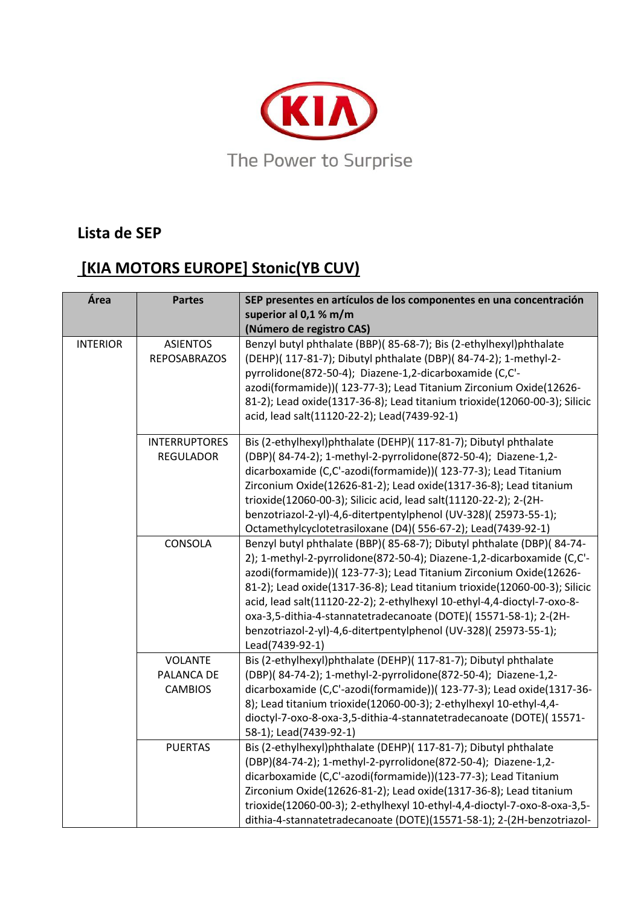The Power to Surprise

## Lista de SEP

## [KIA MOTORS EUROPE] Stonic(YB CUV)

| Área | Partes | SEP presentes en artículos de los componentes en una concentración superior al 0,1 % m/m (Número de registro CAS) |
|---|---|---|
| INTERIOR | ASIENTOS REPOSABRAZOS | Benzyl butyl phthalate (BBP)( 85-68-7); Bis (2-ethylhexyl)phthalate (DEHP)( 117-81-7); Dibutyl phthalate (DBP)( 84-74-2); 1-methyl-2-pyrrolidone(872-50-4); Diazene-1,2-dicarboxamide (C,C'-azodi(formamide))( 123-77-3); Lead Titanium Zirconium Oxide(12626-81-2); Lead oxide(1317-36-8); Lead titanium trioxide(12060-00-3); Silicic acid, lead salt(11120-22-2); Lead(7439-92-1) |
| | INTERRUPTORES REGULADOR | Bis (2-ethylhexyl)phthalate (DEHP)( 117-81-7); Dibutyl phthalate (DBP)( 84-74-2); 1-methyl-2-pyrrolidone(872-50-4); Diazene-1,2-dicarboxamide (C,C'-azodi(formamide))( 123-77-3); Lead Titanium Zirconium Oxide(12626-81-2); Lead oxide(1317-36-8); Lead titanium trioxide(12060-00-3); Silicic acid, lead salt(11120-22-2); 2-(2H-benzotriazol-2-yl)-4,6-ditertpentylphenol (UV-328)( 25973-55-1); Octamethylcyclotetrasiloxane (D4)( 556-67-2); Lead(7439-92-1) |
| | CONSOLA | Benzyl butyl phthalate (BBP)( 85-68-7); Dibutyl phthalate (DBP)( 84-74-2); 1-methyl-2-pyrrolidone(872-50-4); Diazene-1,2-dicarboxamide (C,C'-azodi(formamide))( 123-77-3); Lead Titanium Zirconium Oxide(12626-81-2); Lead oxide(1317-36-8); Lead titanium trioxide(12060-00-3); Silicic acid, lead salt(11120-22-2); 2-ethylhexyl 10-ethyl-4,4-dioctyl-7-oxo-8-oxa-3,5-dithia-4-stannatetradecanoate (DOTE)( 15571-58-1); 2-(2H-benzotriazol-2-yl)-4,6-ditertpentylphenol (UV-328)( 25973-55-1); Lead(7439-92-1) |
| | VOLANTE PALANCA DE CAMBIOS | Bis (2-ethylhexyl)phthalate (DEHP)( 117-81-7); Dibutyl phthalate (DBP)( 84-74-2); 1-methyl-2-pyrrolidone(872-50-4); Diazene-1,2-dicarboxamide (C,C'-azodi(formamide))( 123-77-3); Lead oxide(1317-36-8); Lead titanium trioxide(12060-00-3); 2-ethylhexyl 10-ethyl-4,4-dioctyl-7-oxo-8-oxa-3,5-dithia-4-stannatetradecanoate (DOTE)( 15571-58-1); Lead(7439-92-1) |
| | PUERTAS | Bis (2-ethylhexyl)phthalate (DEHP)( 117-81-7); Dibutyl phthalate (DBP)(84-74-2); 1-methyl-2-pyrrolidone(872-50-4); Diazene-1,2-dicarboxamide (C,C'-azodi(formamide))(123-77-3); Lead Titanium Zirconium Oxide(12626-81-2); Lead oxide(1317-36-8); Lead titanium trioxide(12060-00-3); 2-ethylhexyl 10-ethyl-4,4-dioctyl-7-oxo-8-oxa-3,5-dithia-4-stannatetradecanoate (DOTE)(15571-58-1); 2-(2H-benzotriazol- |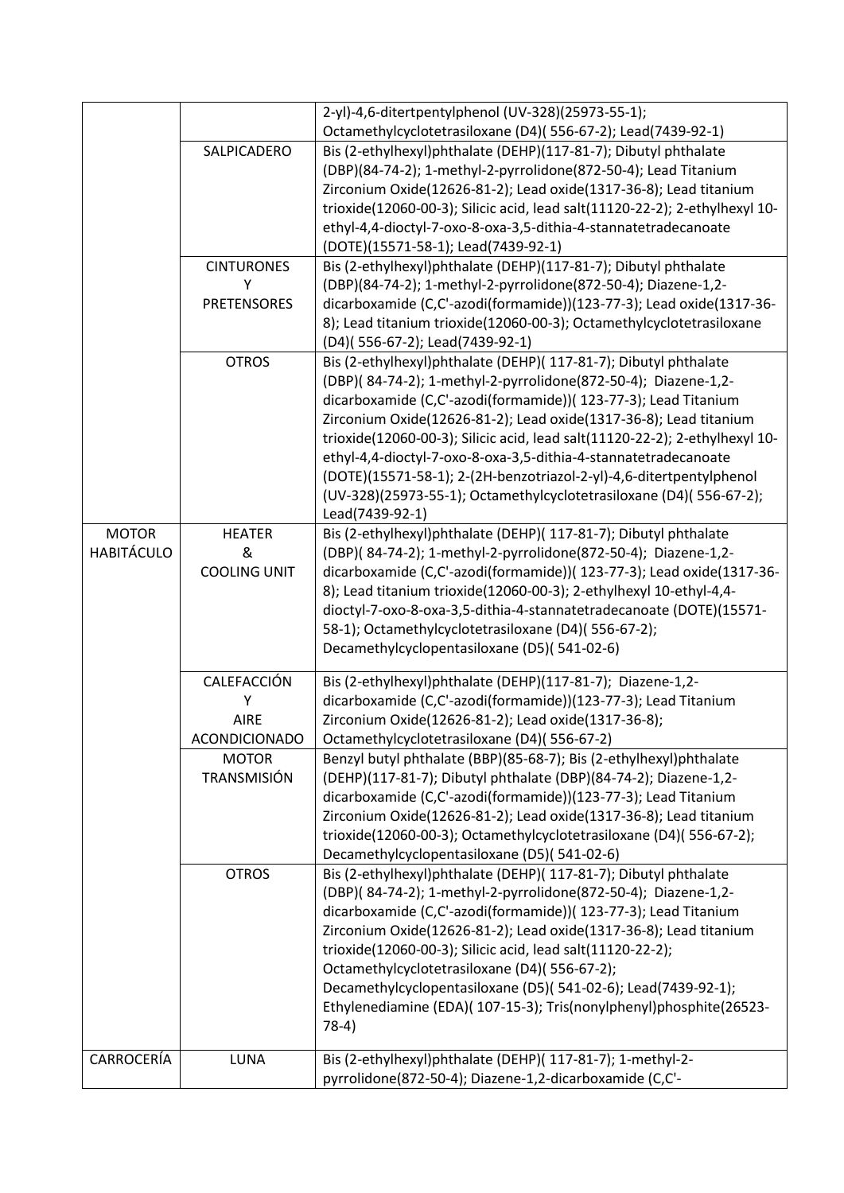| | | |
|---|---|---|
| | | 2-yl)-4,6-ditertpentylphenol (UV-328)(25973-55-1); Octamethylcyclotetrasiloxane (D4)( 556-67-2); Lead(7439-92-1) |
| | SALPICADERO | Bis (2-ethylhexyl)phthalate (DEHP)(117-81-7); Dibutyl phthalate (DBP)(84-74-2); 1-methyl-2-pyrrolidone(872-50-4); Lead Titanium Zirconium Oxide(12626-81-2); Lead oxide(1317-36-8); Lead titanium trioxide(12060-00-3); Silicic acid, lead salt(11120-22-2); 2-ethylhexyl 10-ethyl-4,4-dioctyl-7-oxo-8-oxa-3,5-dithia-4-stannatetradecanoate (DOTE)(15571-58-1); Lead(7439-92-1) |
| | CINTURONES Y PRETENSORES | Bis (2-ethylhexyl)phthalate (DEHP)(117-81-7); Dibutyl phthalate (DBP)(84-74-2); 1-methyl-2-pyrrolidone(872-50-4); Diazene-1,2-dicarboxamide (C,C'-azodi(formamide))(123-77-3); Lead oxide(1317-36-8); Lead titanium trioxide(12060-00-3); Octamethylcyclotetrasiloxane (D4)( 556-67-2); Lead(7439-92-1) |
| | OTROS | Bis (2-ethylhexyl)phthalate (DEHP)( 117-81-7); Dibutyl phthalate (DBP)( 84-74-2); 1-methyl-2-pyrrolidone(872-50-4); Diazene-1,2-dicarboxamide (C,C'-azodi(formamide))( 123-77-3); Lead Titanium Zirconium Oxide(12626-81-2); Lead oxide(1317-36-8); Lead titanium trioxide(12060-00-3); Silicic acid, lead salt(11120-22-2); 2-ethylhexyl 10-ethyl-4,4-dioctyl-7-oxo-8-oxa-3,5-dithia-4-stannatetradecanoate (DOTE)(15571-58-1); 2-(2H-benzotriazol-2-yl)-4,6-ditertpentylphenol (UV-328)(25973-55-1); Octamethylcyclotetrasiloxane (D4)( 556-67-2); Lead(7439-92-1) |
| MOTOR HABITÁCULO | HEATER & COOLING UNIT | Bis (2-ethylhexyl)phthalate (DEHP)( 117-81-7); Dibutyl phthalate (DBP)( 84-74-2); 1-methyl-2-pyrrolidone(872-50-4); Diazene-1,2-dicarboxamide (C,C'-azodi(formamide))( 123-77-3); Lead oxide(1317-36-8); Lead titanium trioxide(12060-00-3); 2-ethylhexyl 10-ethyl-4,4-dioctyl-7-oxo-8-oxa-3,5-dithia-4-stannatetradecanoate (DOTE)(15571-58-1); Octamethylcyclotetrasiloxane (D4)( 556-67-2); Decamethylcyclopentasiloxane (D5)( 541-02-6) |
| | CALEFACCIÓN Y AIRE ACONDICIONADO | Bis (2-ethylhexyl)phthalate (DEHP)(117-81-7); Diazene-1,2-dicarboxamide (C,C'-azodi(formamide))(123-77-3); Lead Titanium Zirconium Oxide(12626-81-2); Lead oxide(1317-36-8); Octamethylcyclotetrasiloxane (D4)( 556-67-2) |
| | MOTOR TRANSMISIÓN | Benzyl butyl phthalate (BBP)(85-68-7); Bis (2-ethylhexyl)phthalate (DEHP)(117-81-7); Dibutyl phthalate (DBP)(84-74-2); Diazene-1,2-dicarboxamide (C,C'-azodi(formamide))(123-77-3); Lead Titanium Zirconium Oxide(12626-81-2); Lead oxide(1317-36-8); Lead titanium trioxide(12060-00-3); Octamethylcyclotetrasiloxane (D4)( 556-67-2); Decamethylcyclopentasiloxane (D5)( 541-02-6) |
| | OTROS | Bis (2-ethylhexyl)phthalate (DEHP)( 117-81-7); Dibutyl phthalate (DBP)( 84-74-2); 1-methyl-2-pyrrolidone(872-50-4); Diazene-1,2-dicarboxamide (C,C'-azodi(formamide))( 123-77-3); Lead Titanium Zirconium Oxide(12626-81-2); Lead oxide(1317-36-8); Lead titanium trioxide(12060-00-3); Silicic acid, lead salt(11120-22-2); Octamethylcyclotetrasiloxane (D4)( 556-67-2); Decamethylcyclopentasiloxane (D5)( 541-02-6); Lead(7439-92-1); Ethylenediamine (EDA)( 107-15-3); Tris(nonylphenyl)phosphite(26523-78-4) |
| CARROCERÍA | LUNA | Bis (2-ethylhexyl)phthalate (DEHP)( 117-81-7); 1-methyl-2-pyrrolidone(872-50-4); Diazene-1,2-dicarboxamide (C,C'- |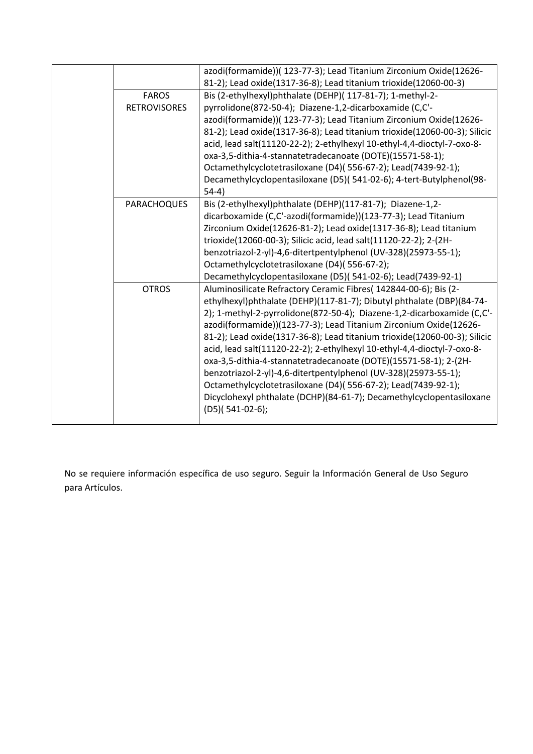| | | |
|---|---|---|
| | | azodi(formamide))( 123-77-3); Lead Titanium Zirconium Oxide(12626-81-2); Lead oxide(1317-36-8); Lead titanium trioxide(12060-00-3) |
| | FAROS RETROVISORES | Bis (2-ethylhexyl)phthalate (DEHP)( 117-81-7); 1-methyl-2-pyrrolidone(872-50-4); Diazene-1,2-dicarboxamide (C,C'-azodi(formamide))( 123-77-3); Lead Titanium Zirconium Oxide(12626-81-2); Lead oxide(1317-36-8); Lead titanium trioxide(12060-00-3); Silicic acid, lead salt(11120-22-2); 2-ethylhexyl 10-ethyl-4,4-dioctyl-7-oxo-8-oxa-3,5-dithia-4-stannatetradecanoate (DOTE)(15571-58-1); Octamethylcyclotetrasiloxane (D4)( 556-67-2); Lead(7439-92-1); Decamethylcyclopentasiloxane (D5)( 541-02-6); 4-tert-Butylphenol(98-54-4) |
| | PARACHOQUES | Bis (2-ethylhexyl)phthalate (DEHP)(117-81-7); Diazene-1,2-dicarboxamide (C,C'-azodi(formamide))(123-77-3); Lead Titanium Zirconium Oxide(12626-81-2); Lead oxide(1317-36-8); Lead titanium trioxide(12060-00-3); Silicic acid, lead salt(11120-22-2); 2-(2H-benzotriazol-2-yl)-4,6-ditertpentylphenol (UV-328)(25973-55-1); Octamethylcyclotetrasiloxane (D4)( 556-67-2); Decamethylcyclopentasiloxane (D5)( 541-02-6); Lead(7439-92-1) |
| | OTROS | Aluminosilicate Refractory Ceramic Fibres( 142844-00-6); Bis (2-ethylhexyl)phthalate (DEHP)(117-81-7); Dibutyl phthalate (DBP)(84-74-2); 1-methyl-2-pyrrolidone(872-50-4); Diazene-1,2-dicarboxamide (C,C'-azodi(formamide))(123-77-3); Lead Titanium Zirconium Oxide(12626-81-2); Lead oxide(1317-36-8); Lead titanium trioxide(12060-00-3); Silicic acid, lead salt(11120-22-2); 2-ethylhexyl 10-ethyl-4,4-dioctyl-7-oxo-8-oxa-3,5-dithia-4-stannatetradecanoate (DOTE)(15571-58-1); 2-(2H-benzotriazol-2-yl)-4,6-ditertpentylphenol (UV-328)(25973-55-1); Octamethylcyclotetrasiloxane (D4)( 556-67-2); Lead(7439-92-1); Dicyclohexyl phthalate (DCHP)(84-61-7); Decamethylcyclopentasiloxane (D5)( 541-02-6); |

No se requiere información específica de uso seguro. Seguir la Información General de Uso Seguro para Artículos.